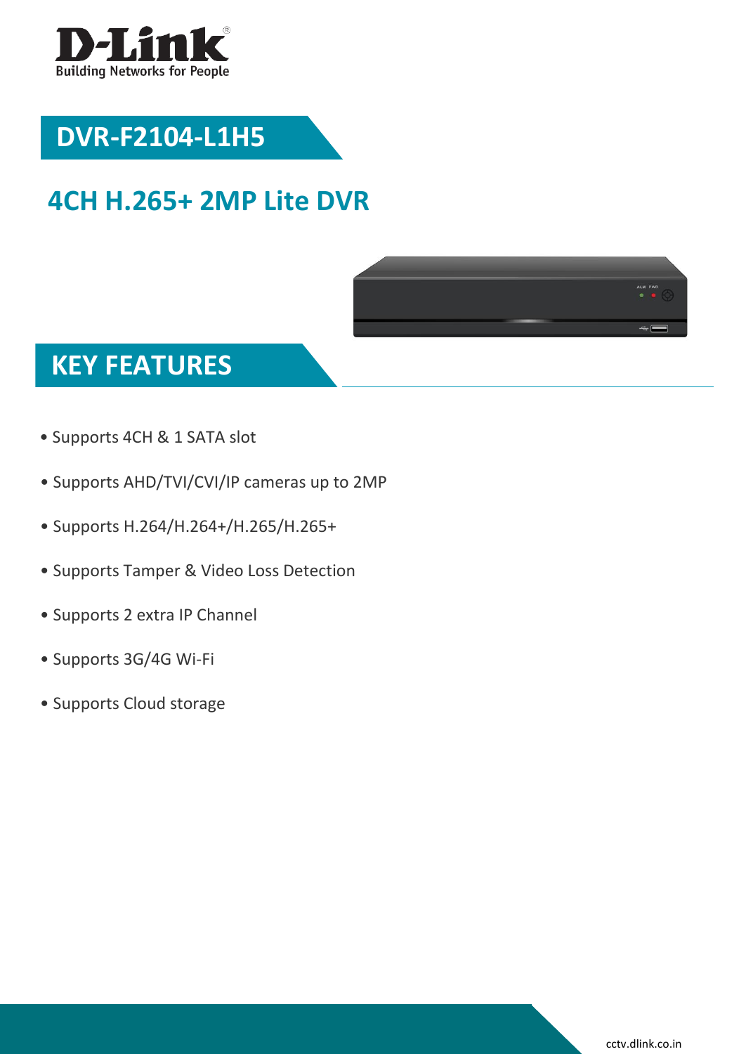D-Link
Building Networks for People

# DVR-F2104-L1H5

## 4CH H.265+ 2MP Lite DVR

## KEY FEATURES

- Supports 4CH & 1 SATA slot
- Supports AHD/TVI/CVI/IP cameras up to 2MP
- Supports H.264/H.264+/H.265/H.265+
- Supports Tamper & Video Loss Detection
- Supports 2 extra IP Channel
- Supports 3G/4G Wi-Fi
- Supports Cloud storage

cctv.dlink.co.in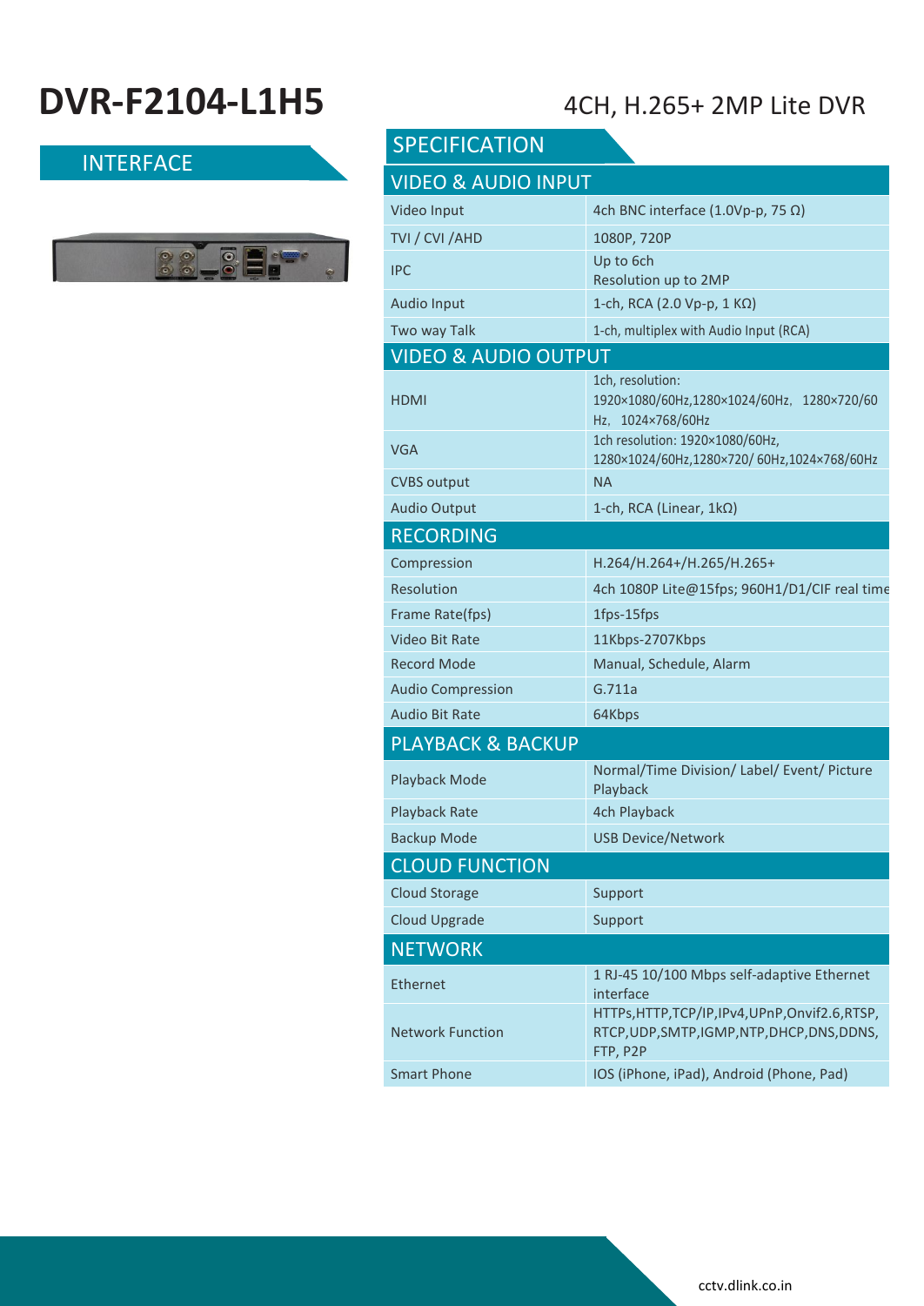# DVR-F2104-L1H5

4CH, H.265+ 2MP Lite DVR

## INTERFACE

## SPECIFICATION

| | |
|---|---|
| **VIDEO & AUDIO INPUT** | |
| Video Input | 4ch BNC interface (1.0Vp-p, 75 Ω) |
| TVI / CVI /AHD | 1080P, 720P |
| IPC | Up to 6ch<br>Resolution up to 2MP |
| Audio Input | 1-ch, RCA (2.0 Vp-p, 1 KΩ) |
| Two way Talk | 1-ch, multiplex with Audio Input (RCA) |
| **VIDEO & AUDIO OUTPUT** | |
| HDMI | 1ch, resolution:<br>1920×1080/60Hz,1280×1024/60Hz, 1280×720/60 Hz, 1024×768/60Hz |
| VGA | 1ch resolution: 1920×1080/60Hz,<br>1280×1024/60Hz,1280×720/ 60Hz,1024×768/60Hz |
| CVBS output | NA |
| Audio Output | 1-ch, RCA (Linear, 1kΩ) |
| **RECORDING** | |
| Compression | H.264/H.264+/H.265/H.265+ |
| Resolution | 4ch 1080P Lite@15fps; 960H1/D1/CIF real time |
| Frame Rate(fps) | 1fps-15fps |
| Video Bit Rate | 11Kbps-2707Kbps |
| Record Mode | Manual, Schedule, Alarm |
| Audio Compression | G.711a |
| Audio Bit Rate | 64Kbps |
| **PLAYBACK & BACKUP** | |
| Playback Mode | Normal/Time Division/ Label/ Event/ Picture Playback |
| Playback Rate | 4ch Playback |
| Backup Mode | USB Device/Network |
| **CLOUD FUNCTION** | |
| Cloud Storage | Support |
| Cloud Upgrade | Support |
| **NETWORK** | |
| Ethernet | 1 RJ-45 10/100 Mbps self-adaptive Ethernet interface |
| Network Function | HTTPs,HTTP,TCP/IP,IPv4,UPnP,Onvif2.6,RTSP, RTCP,UDP,SMTP,IGMP,NTP,DHCP,DNS,DDNS, FTP, P2P |
| Smart Phone | IOS (iPhone, iPad), Android (Phone, Pad) |

cctv.dlink.co.in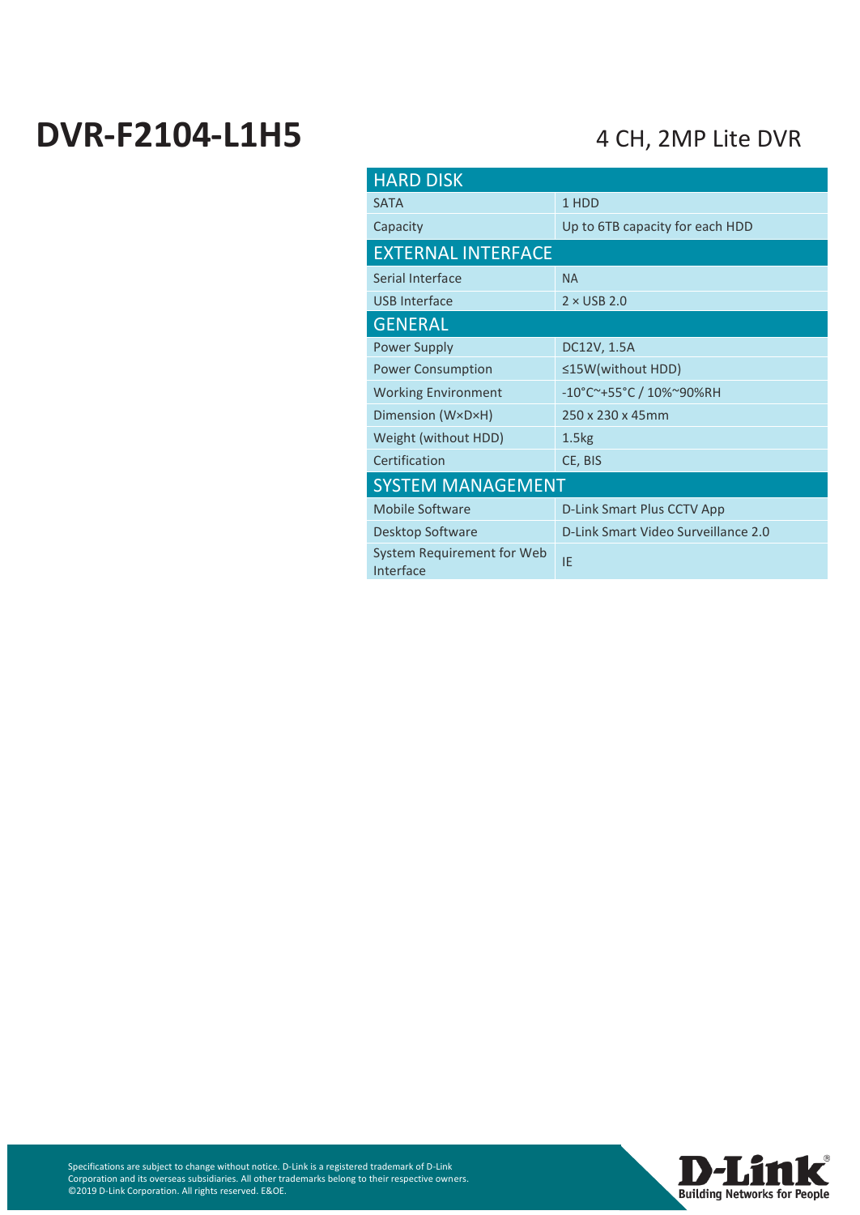# DVR-F2104-L1H5

4 CH, 2MP Lite DVR

| | |
|---|---|
| **HARD DISK** | |
| SATA | 1 HDD |
| Capacity | Up to 6TB capacity for each HDD |
| **EXTERNAL INTERFACE** | |
| Serial Interface | NA |
| USB Interface | 2 × USB 2.0 |
| **GENERAL** | |
| Power Supply | DC12V, 1.5A |
| Power Consumption | ≤15W(without HDD) |
| Working Environment | -10°C~+55°C / 10%~90%RH |
| Dimension (W×D×H) | 250 x 230 x 45mm |
| Weight (without HDD) | 1.5kg |
| Certification | CE, BIS |
| **SYSTEM MANAGEMENT** | |
| Mobile Software | D-Link Smart Plus CCTV App |
| Desktop Software | D-Link Smart Video Surveillance 2.0 |
| System Requirement for Web Interface | IE |

Specifications are subject to change without notice. D-Link is a registered trademark of D-Link Corporation and its overseas subsidiaries. All other trademarks belong to their respective owners. ©2019 D-Link Corporation. All rights reserved. E&OE.

D-Link® Building Networks for People